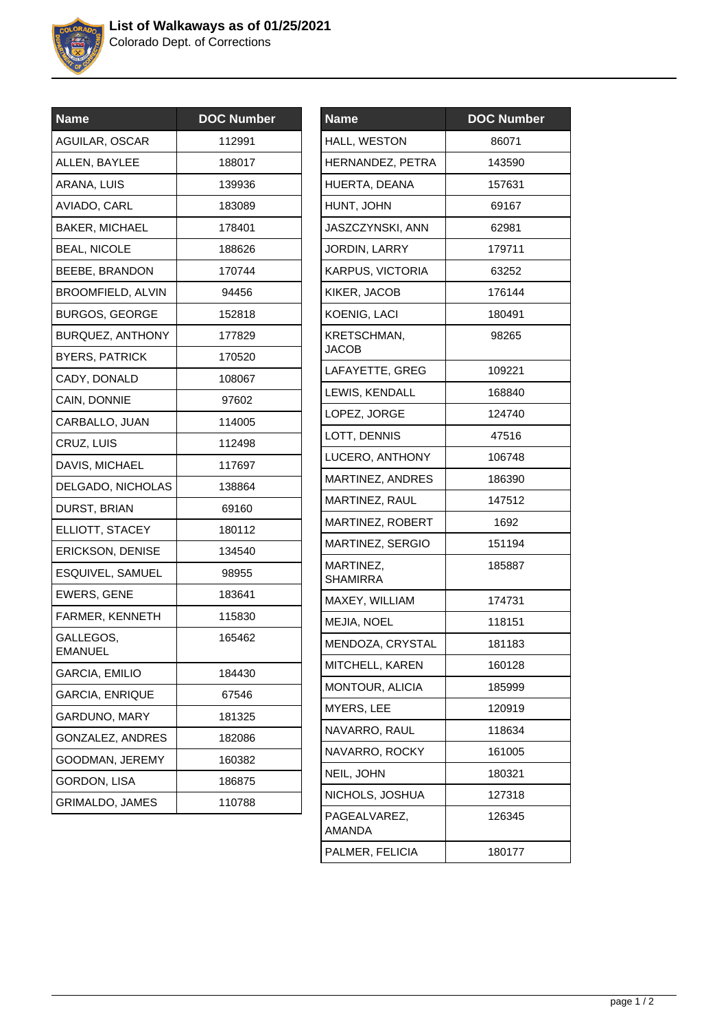# List of Walkaways as of 01/25/2021

Colorado Dept. of Corrections

| Name | DOC Number |
|---|---|
| AGUILAR, OSCAR | 112991 |
| ALLEN, BAYLEE | 188017 |
| ARANA, LUIS | 139936 |
| AVIADO, CARL | 183089 |
| BAKER, MICHAEL | 178401 |
| BEAL, NICOLE | 188626 |
| BEEBE, BRANDON | 170744 |
| BROOMFIELD, ALVIN | 94456 |
| BURGOS, GEORGE | 152818 |
| BURQUEZ, ANTHONY | 177829 |
| BYERS, PATRICK | 170520 |
| CADY, DONALD | 108067 |
| CAIN, DONNIE | 97602 |
| CARBALLO, JUAN | 114005 |
| CRUZ, LUIS | 112498 |
| DAVIS, MICHAEL | 117697 |
| DELGADO, NICHOLAS | 138864 |
| DURST, BRIAN | 69160 |
| ELLIOTT, STACEY | 180112 |
| ERICKSON, DENISE | 134540 |
| ESQUIVEL, SAMUEL | 98955 |
| EWERS, GENE | 183641 |
| FARMER, KENNETH | 115830 |
| GALLEGOS, EMANUEL | 165462 |
| GARCIA, EMILIO | 184430 |
| GARCIA, ENRIQUE | 67546 |
| GARDUNO, MARY | 181325 |
| GONZALEZ, ANDRES | 182086 |
| GOODMAN, JEREMY | 160382 |
| GORDON, LISA | 186875 |
| GRIMALDO, JAMES | 110788 |
| HALL, WESTON | 86071 |
| HERNANDEZ, PETRA | 143590 |
| HUERTA, DEANA | 157631 |
| HUNT, JOHN | 69167 |
| JASZCZYNSKI, ANN | 62981 |
| JORDIN, LARRY | 179711 |
| KARPUS, VICTORIA | 63252 |
| KIKER, JACOB | 176144 |
| KOENIG, LACI | 180491 |
| KRETSCHMAN, JACOB | 98265 |
| LAFAYETTE, GREG | 109221 |
| LEWIS, KENDALL | 168840 |
| LOPEZ, JORGE | 124740 |
| LOTT, DENNIS | 47516 |
| LUCERO, ANTHONY | 106748 |
| MARTINEZ, ANDRES | 186390 |
| MARTINEZ, RAUL | 147512 |
| MARTINEZ, ROBERT | 1692 |
| MARTINEZ, SERGIO | 151194 |
| MARTINEZ, SHAMIRRA | 185887 |
| MAXEY, WILLIAM | 174731 |
| MEJIA, NOEL | 118151 |
| MENDOZA, CRYSTAL | 181183 |
| MITCHELL, KAREN | 160128 |
| MONTOUR, ALICIA | 185999 |
| MYERS, LEE | 120919 |
| NAVARRO, RAUL | 118634 |
| NAVARRO, ROCKY | 161005 |
| NEIL, JOHN | 180321 |
| NICHOLS, JOSHUA | 127318 |
| PAGEALVAREZ, AMANDA | 126345 |
| PALMER, FELICIA | 180177 |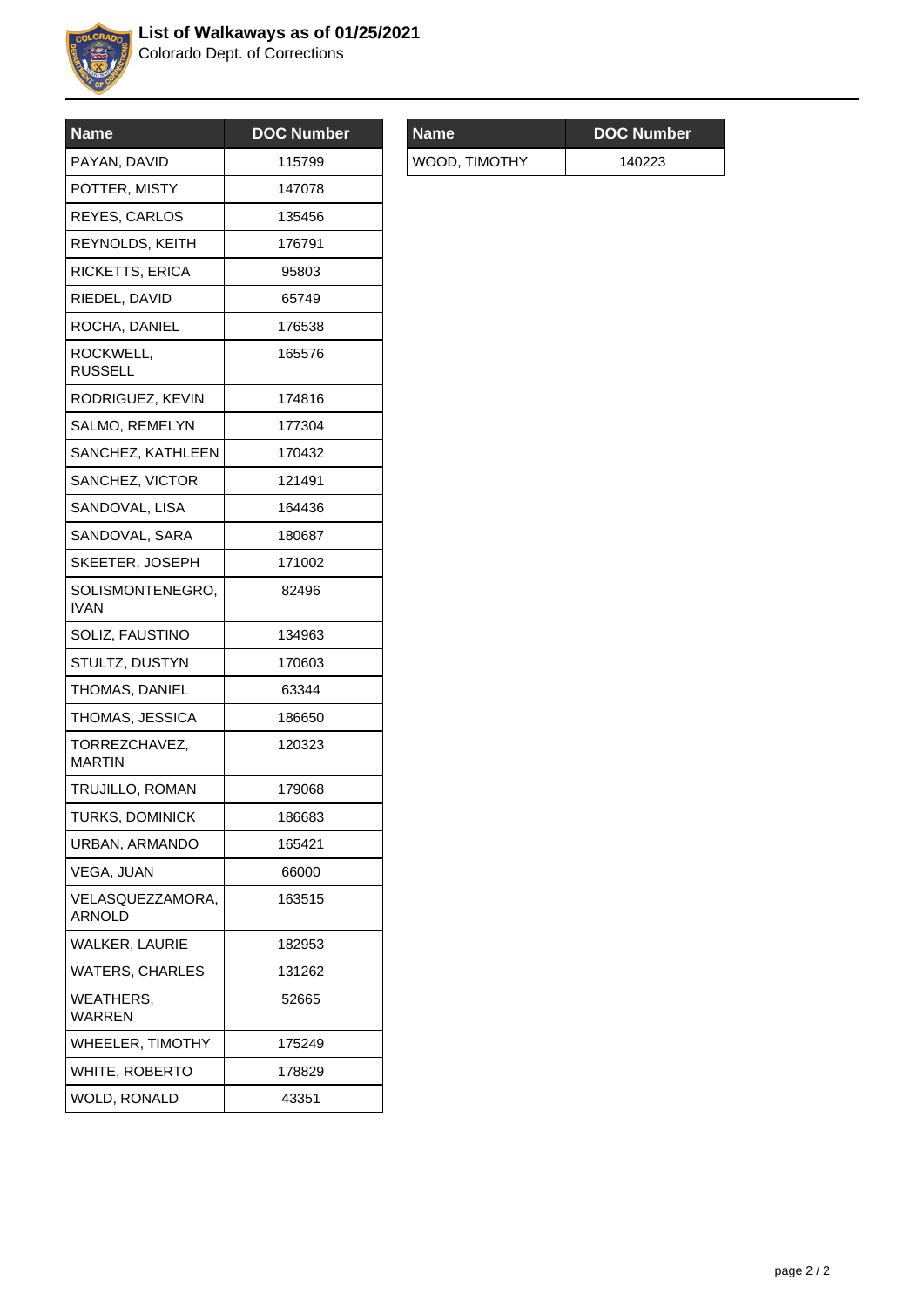# List of Walkaways as of 01/25/2021

Colorado Dept. of Corrections

| Name | DOC Number |
|---|---|
| PAYAN, DAVID | 115799 |
| POTTER, MISTY | 147078 |
| REYES, CARLOS | 135456 |
| REYNOLDS, KEITH | 176791 |
| RICKETTS, ERICA | 95803 |
| RIEDEL, DAVID | 65749 |
| ROCHA, DANIEL | 176538 |
| ROCKWELL, RUSSELL | 165576 |
| RODRIGUEZ, KEVIN | 174816 |
| SALMO, REMELYN | 177304 |
| SANCHEZ, KATHLEEN | 170432 |
| SANCHEZ, VICTOR | 121491 |
| SANDOVAL, LISA | 164436 |
| SANDOVAL, SARA | 180687 |
| SKEETER, JOSEPH | 171002 |
| SOLISMONTENEGRO, IVAN | 82496 |
| SOLIZ, FAUSTINO | 134963 |
| STULTZ, DUSTYN | 170603 |
| THOMAS, DANIEL | 63344 |
| THOMAS, JESSICA | 186650 |
| TORREZCHAVEZ, MARTIN | 120323 |
| TRUJILLO, ROMAN | 179068 |
| TURKS, DOMINICK | 186683 |
| URBAN, ARMANDO | 165421 |
| VEGA, JUAN | 66000 |
| VELASQUEZZAMORA, ARNOLD | 163515 |
| WALKER, LAURIE | 182953 |
| WATERS, CHARLES | 131262 |
| WEATHERS, WARREN | 52665 |
| WHEELER, TIMOTHY | 175249 |
| WHITE, ROBERTO | 178829 |
| WOLD, RONALD | 43351 |
| WOOD, TIMOTHY | 140223 |